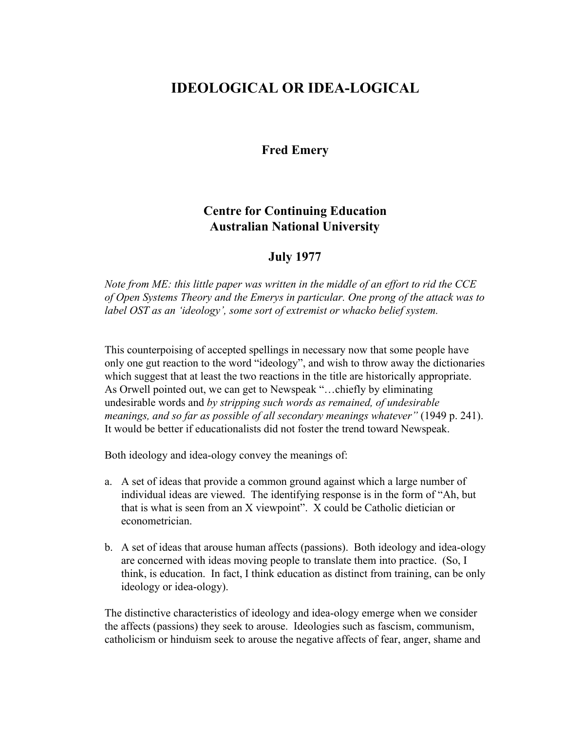# IDEOLOGICAL OR IDEA-LOGICAL

**Fred Emery**

**Centre for Continuing Education**
**Australian National University**

**July 1977**

*Note from ME: this little paper was written in the middle of an effort to rid the CCE of Open Systems Theory and the Emerys in particular. One prong of the attack was to label OST as an 'ideology', some sort of extremist or whacko belief system.*

This counterpoising of accepted spellings in necessary now that some people have only one gut reaction to the word "ideology", and wish to throw away the dictionaries which suggest that at least the two reactions in the title are historically appropriate. As Orwell pointed out, we can get to Newspeak "…chiefly by eliminating undesirable words and *by stripping such words as remained, of undesirable meanings, and so far as possible of all secondary meanings whatever"* (1949 p. 241). It would be better if educationalists did not foster the trend toward Newspeak.

Both ideology and idea-ology convey the meanings of:

a. A set of ideas that provide a common ground against which a large number of individual ideas are viewed. The identifying response is in the form of "Ah, but that is what is seen from an X viewpoint". X could be Catholic dietician or econometrician.

b. A set of ideas that arouse human affects (passions). Both ideology and idea-ology are concerned with ideas moving people to translate them into practice. (So, I think, is education. In fact, I think education as distinct from training, can be only ideology or idea-ology).

The distinctive characteristics of ideology and idea-ology emerge when we consider the affects (passions) they seek to arouse. Ideologies such as fascism, communism, catholicism or hinduism seek to arouse the negative affects of fear, anger, shame and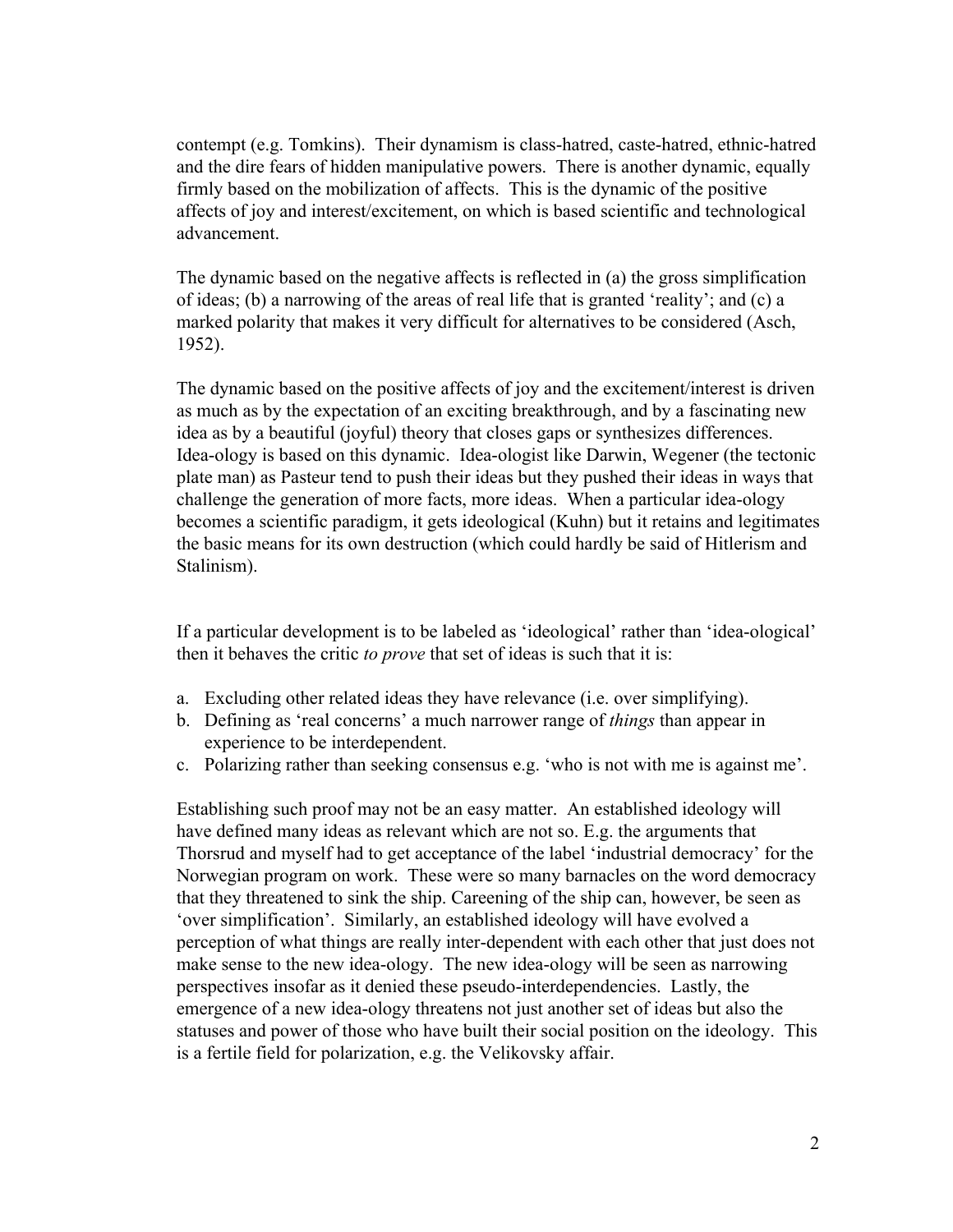contempt (e.g. Tomkins). Their dynamism is class-hatred, caste-hatred, ethnic-hatred and the dire fears of hidden manipulative powers. There is another dynamic, equally firmly based on the mobilization of affects. This is the dynamic of the positive affects of joy and interest/excitement, on which is based scientific and technological advancement.

The dynamic based on the negative affects is reflected in (a) the gross simplification of ideas; (b) a narrowing of the areas of real life that is granted 'reality'; and (c) a marked polarity that makes it very difficult for alternatives to be considered (Asch, 1952).

The dynamic based on the positive affects of joy and the excitement/interest is driven as much as by the expectation of an exciting breakthrough, and by a fascinating new idea as by a beautiful (joyful) theory that closes gaps or synthesizes differences. Idea-ology is based on this dynamic. Idea-ologist like Darwin, Wegener (the tectonic plate man) as Pasteur tend to push their ideas but they pushed their ideas in ways that challenge the generation of more facts, more ideas. When a particular idea-ology becomes a scientific paradigm, it gets ideological (Kuhn) but it retains and legitimates the basic means for its own destruction (which could hardly be said of Hitlerism and Stalinism).

If a particular development is to be labeled as 'ideological' rather than 'idea-ological' then it behaves the critic *to prove* that set of ideas is such that it is:

a. Excluding other related ideas they have relevance (i.e. over simplifying).
b. Defining as 'real concerns' a much narrower range of *things* than appear in experience to be interdependent.
c. Polarizing rather than seeking consensus e.g. 'who is not with me is against me'.

Establishing such proof may not be an easy matter. An established ideology will have defined many ideas as relevant which are not so. E.g. the arguments that Thorsrud and myself had to get acceptance of the label 'industrial democracy' for the Norwegian program on work. These were so many barnacles on the word democracy that they threatened to sink the ship. Careening of the ship can, however, be seen as 'over simplification'. Similarly, an established ideology will have evolved a perception of what things are really inter-dependent with each other that just does not make sense to the new idea-ology. The new idea-ology will be seen as narrowing perspectives insofar as it denied these pseudo-interdependencies. Lastly, the emergence of a new idea-ology threatens not just another set of ideas but also the statuses and power of those who have built their social position on the ideology. This is a fertile field for polarization, e.g. the Velikovsky affair.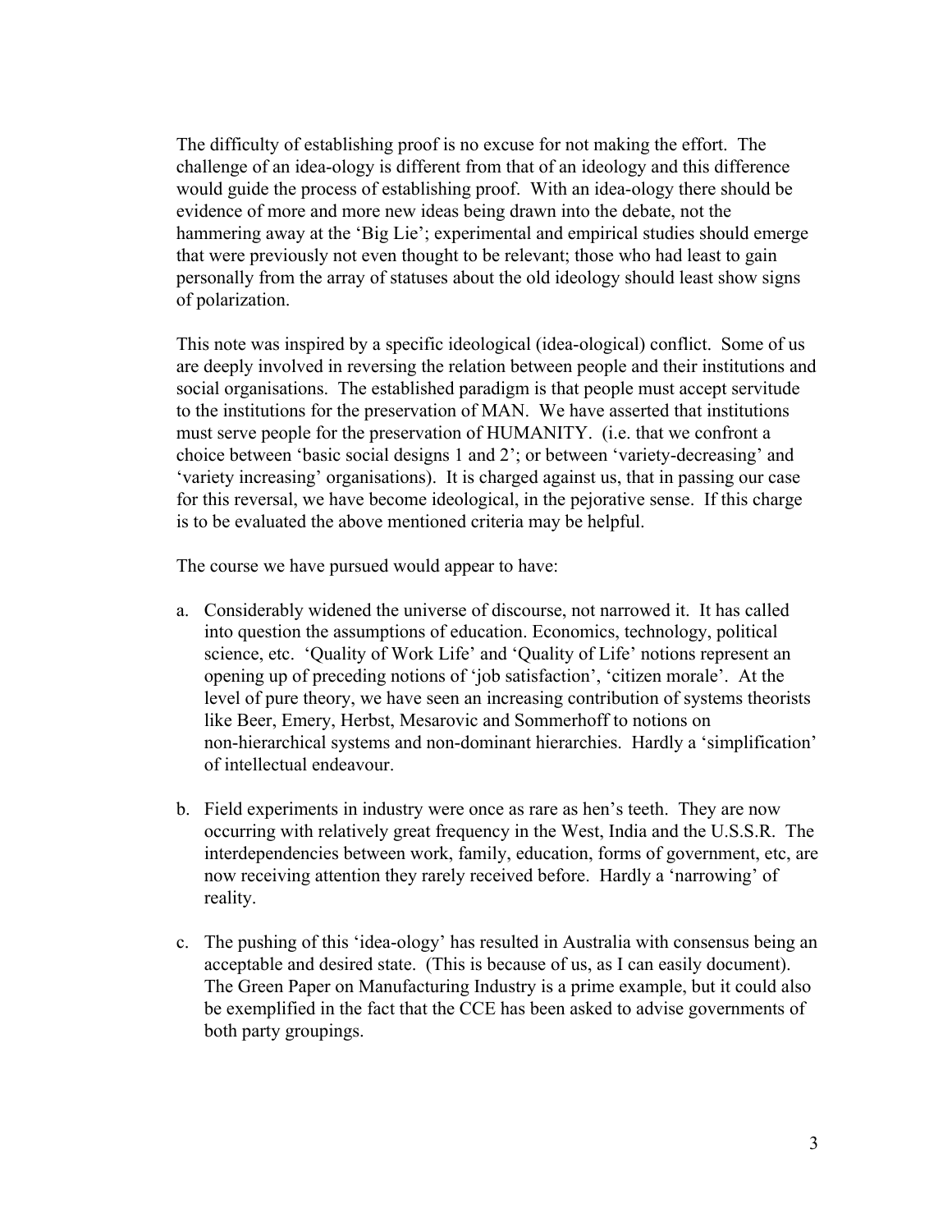The difficulty of establishing proof is no excuse for not making the effort. The challenge of an idea-ology is different from that of an ideology and this difference would guide the process of establishing proof. With an idea-ology there should be evidence of more and more new ideas being drawn into the debate, not the hammering away at the 'Big Lie'; experimental and empirical studies should emerge that were previously not even thought to be relevant; those who had least to gain personally from the array of statuses about the old ideology should least show signs of polarization.

This note was inspired by a specific ideological (idea-ological) conflict. Some of us are deeply involved in reversing the relation between people and their institutions and social organisations. The established paradigm is that people must accept servitude to the institutions for the preservation of MAN. We have asserted that institutions must serve people for the preservation of HUMANITY. (i.e. that we confront a choice between 'basic social designs 1 and 2'; or between 'variety-decreasing' and 'variety increasing' organisations). It is charged against us, that in passing our case for this reversal, we have become ideological, in the pejorative sense. If this charge is to be evaluated the above mentioned criteria may be helpful.

The course we have pursued would appear to have:

a. Considerably widened the universe of discourse, not narrowed it. It has called into question the assumptions of education. Economics, technology, political science, etc. 'Quality of Work Life' and 'Quality of Life' notions represent an opening up of preceding notions of 'job satisfaction', 'citizen morale'. At the level of pure theory, we have seen an increasing contribution of systems theorists like Beer, Emery, Herbst, Mesarovic and Sommerhoff to notions on non-hierarchical systems and non-dominant hierarchies. Hardly a 'simplification' of intellectual endeavour.

b. Field experiments in industry were once as rare as hen's teeth. They are now occurring with relatively great frequency in the West, India and the U.S.S.R. The interdependencies between work, family, education, forms of government, etc, are now receiving attention they rarely received before. Hardly a 'narrowing' of reality.

c. The pushing of this 'idea-ology' has resulted in Australia with consensus being an acceptable and desired state. (This is because of us, as I can easily document). The Green Paper on Manufacturing Industry is a prime example, but it could also be exemplified in the fact that the CCE has been asked to advise governments of both party groupings.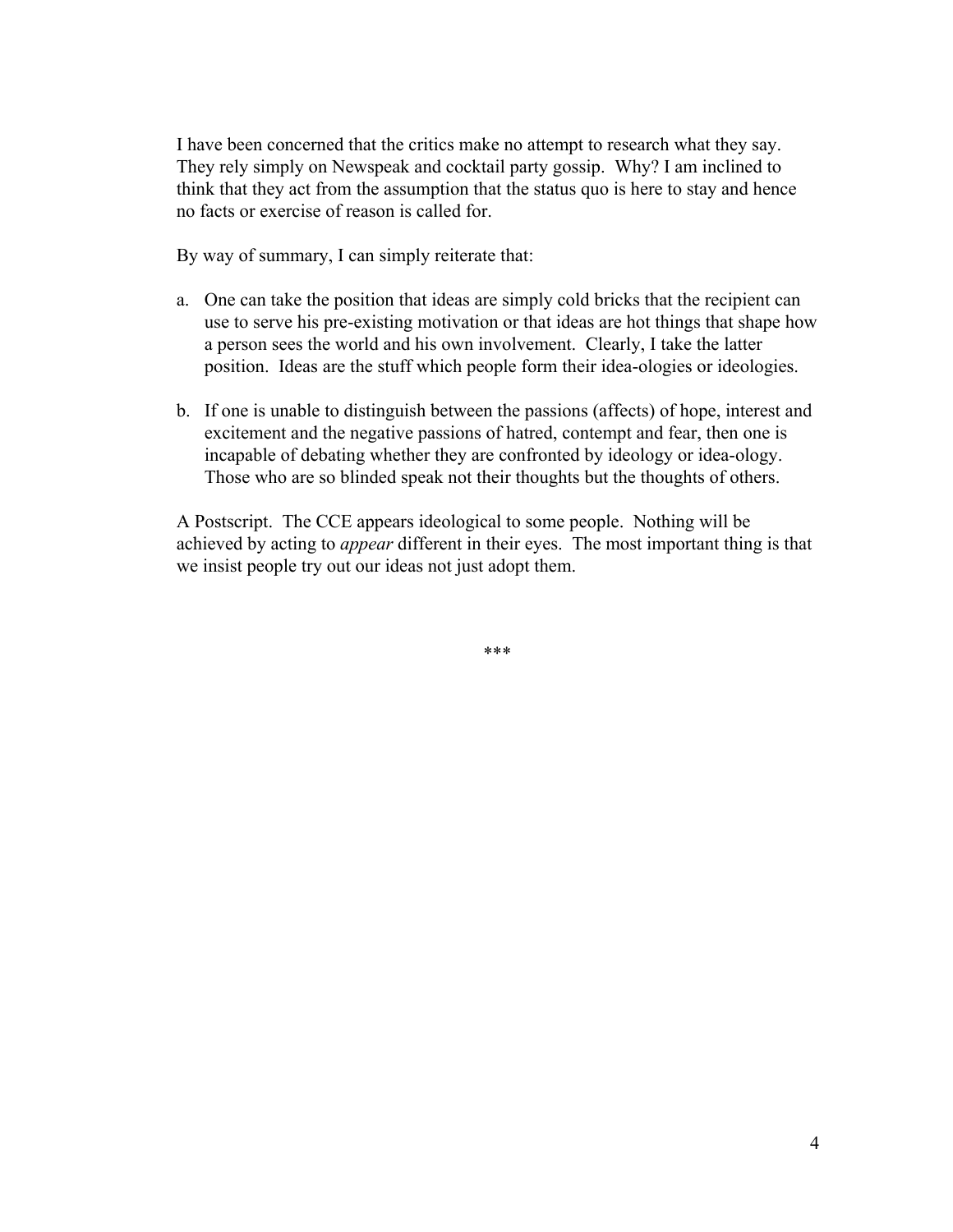I have been concerned that the critics make no attempt to research what they say. They rely simply on Newspeak and cocktail party gossip. Why? I am inclined to think that they act from the assumption that the status quo is here to stay and hence no facts or exercise of reason is called for.

By way of summary, I can simply reiterate that:

a. One can take the position that ideas are simply cold bricks that the recipient can use to serve his pre-existing motivation or that ideas are hot things that shape how a person sees the world and his own involvement. Clearly, I take the latter position. Ideas are the stuff which people form their idea-ologies or ideologies.

b. If one is unable to distinguish between the passions (affects) of hope, interest and excitement and the negative passions of hatred, contempt and fear, then one is incapable of debating whether they are confronted by ideology or idea-ology. Those who are so blinded speak not their thoughts but the thoughts of others.

A Postscript. The CCE appears ideological to some people. Nothing will be achieved by acting to *appear* different in their eyes. The most important thing is that we insist people try out our ideas not just adopt them.

***